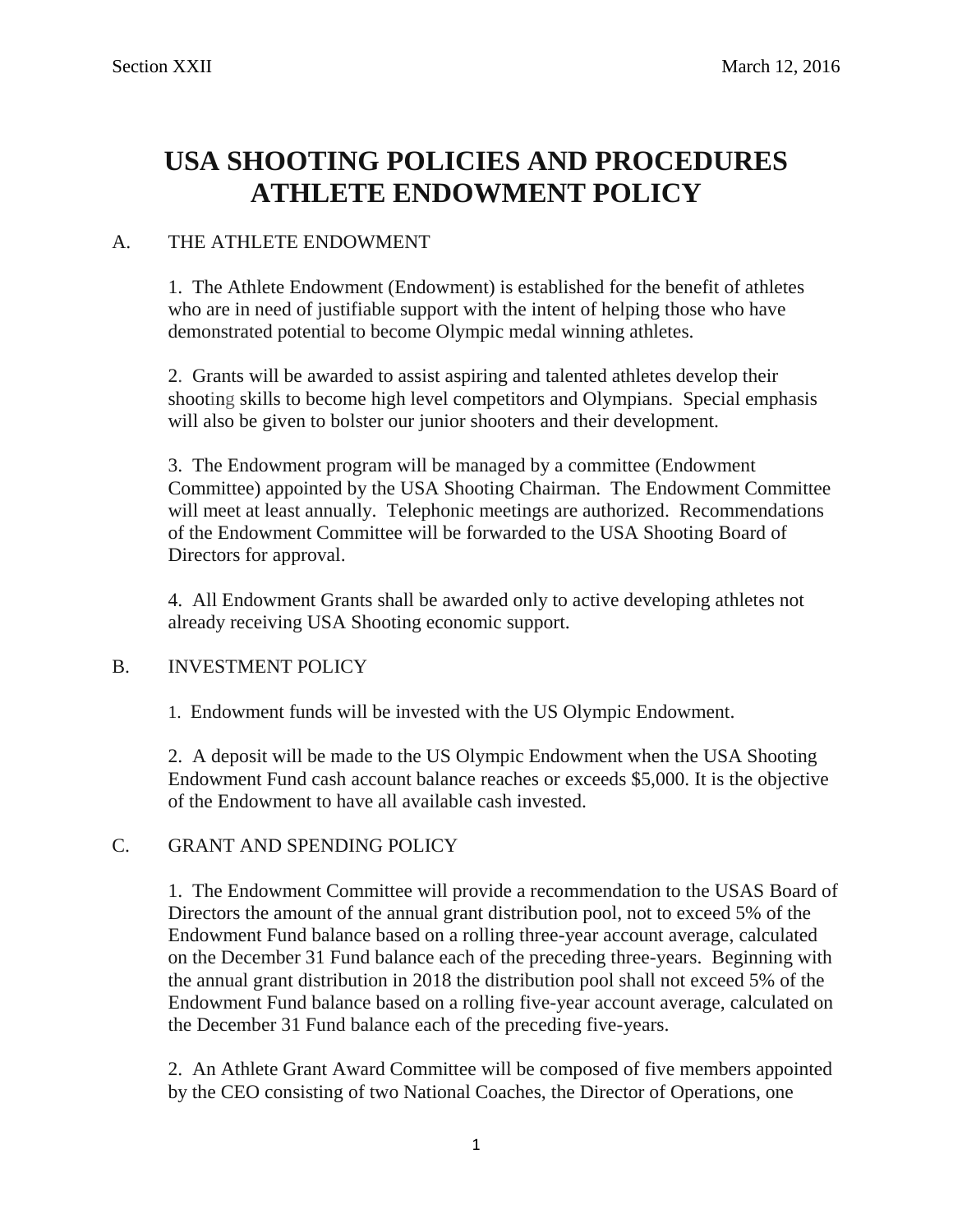# USA SHOOTING POLICIES AND PROCEDURES ATHLETE ENDOWMENT POLICY

## A. THE ATHLETE ENDOWMENT

1. The Athlete Endowment (Endowment) is established for the benefit of athletes who are in need of justifiable support with the intent of helping those who have demonstrated potential to become Olympic medal winning athletes.

2. Grants will be awarded to assist aspiring and talented athletes develop their shooting skills to become high level competitors and Olympians. Special emphasis will also be given to bolster our junior shooters and their development.

3. The Endowment program will be managed by a committee (Endowment Committee) appointed by the USA Shooting Chairman. The Endowment Committee will meet at least annually. Telephonic meetings are authorized. Recommendations of the Endowment Committee will be forwarded to the USA Shooting Board of Directors for approval.

4. All Endowment Grants shall be awarded only to active developing athletes not already receiving USA Shooting economic support.

## B. INVESTMENT POLICY

1. Endowment funds will be invested with the US Olympic Endowment.

2. A deposit will be made to the US Olympic Endowment when the USA Shooting Endowment Fund cash account balance reaches or exceeds $5,000. It is the objective of the Endowment to have all available cash invested.

## C. GRANT AND SPENDING POLICY

1. The Endowment Committee will provide a recommendation to the USAS Board of Directors the amount of the annual grant distribution pool, not to exceed 5% of the Endowment Fund balance based on a rolling three-year account average, calculated on the December 31 Fund balance each of the preceding three-years. Beginning with the annual grant distribution in 2018 the distribution pool shall not exceed 5% of the Endowment Fund balance based on a rolling five-year account average, calculated on the December 31 Fund balance each of the preceding five-years.

2. An Athlete Grant Award Committee will be composed of five members appointed by the CEO consisting of two National Coaches, the Director of Operations, one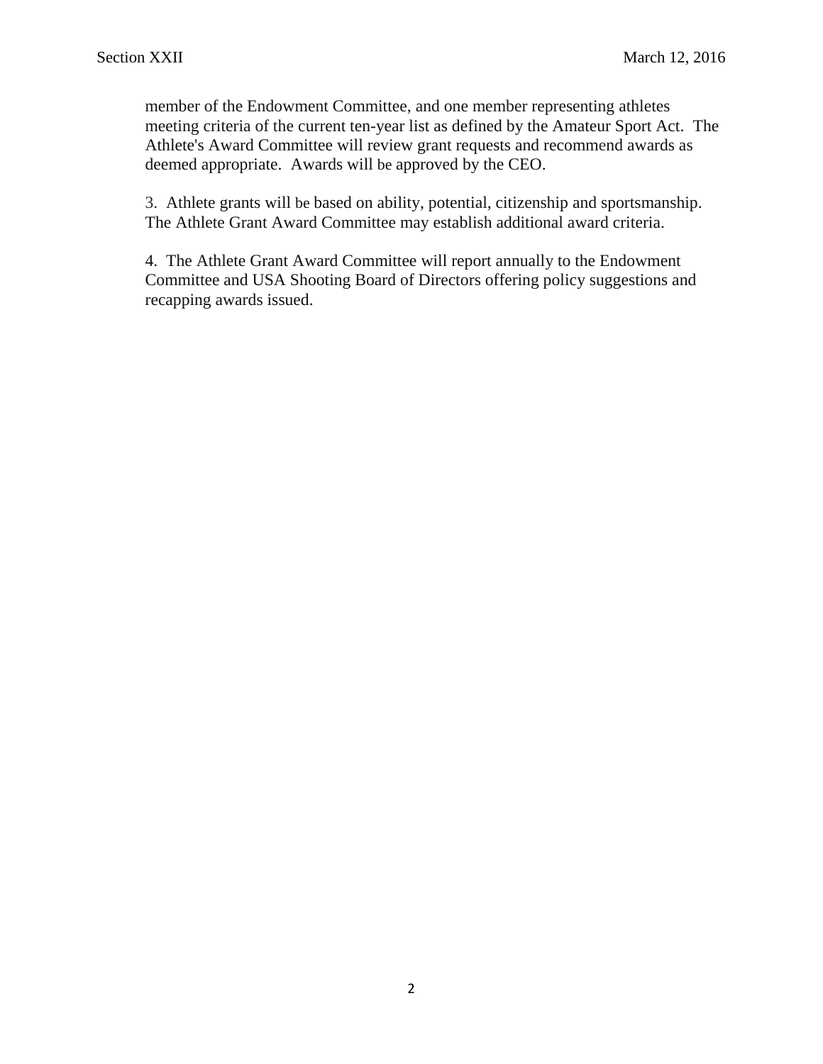member of the Endowment Committee, and one member representing athletes meeting criteria of the current ten-year list as defined by the Amateur Sport Act. The Athlete's Award Committee will review grant requests and recommend awards as deemed appropriate. Awards will be approved by the CEO.

3. Athlete grants will be based on ability, potential, citizenship and sportsmanship. The Athlete Grant Award Committee may establish additional award criteria.

4. The Athlete Grant Award Committee will report annually to the Endowment Committee and USA Shooting Board of Directors offering policy suggestions and recapping awards issued.